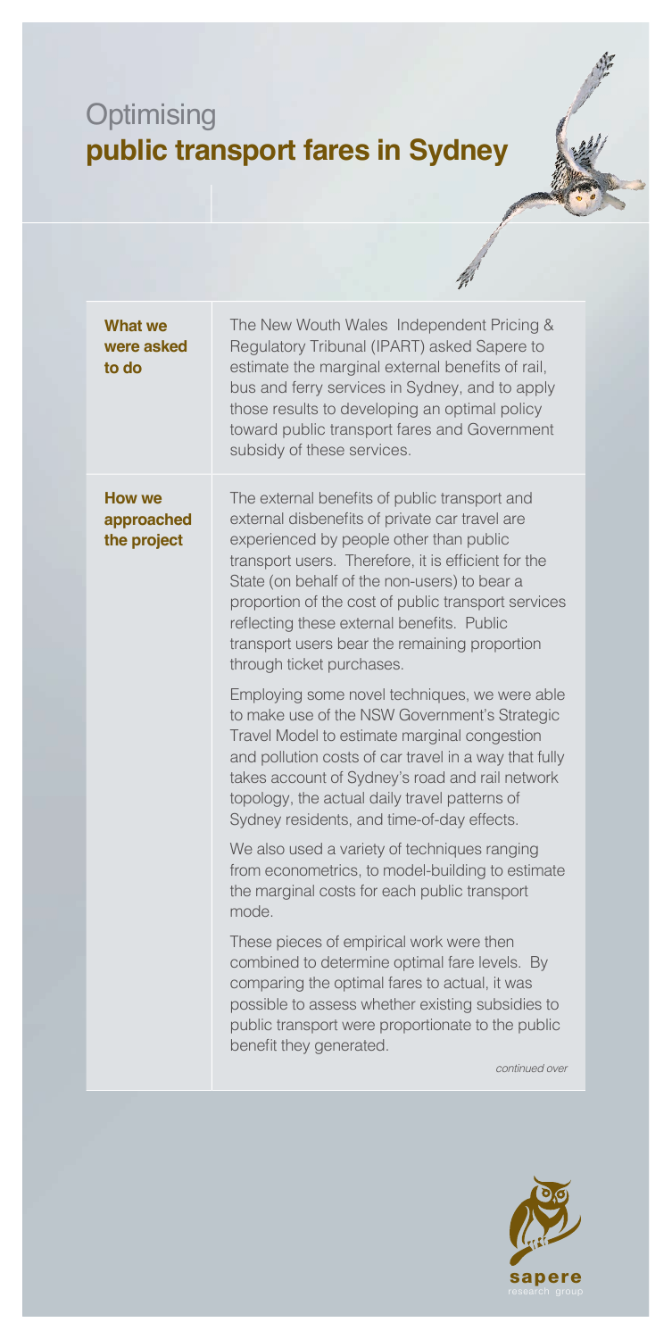# Optimising
# **public transport fares in Sydney**

| | |
|---|---|
| **What we were asked to do** | The New Wouth Wales Independent Pricing & Regulatory Tribunal (IPART) asked Sapere to estimate the marginal external benefits of rail, bus and ferry services in Sydney, and to apply those results to developing an optimal policy toward public transport fares and Government subsidy of these services. |
| **How we approached the project** | The external benefits of public transport and external disbenefits of private car travel are experienced by people other than public transport users. Therefore, it is efficient for the State (on behalf of the non-users) to bear a proportion of the cost of public transport services reflecting these external benefits. Public transport users bear the remaining proportion through ticket purchases.<br><br>Employing some novel techniques, we were able to make use of the NSW Government's Strategic Travel Model to estimate marginal congestion and pollution costs of car travel in a way that fully takes account of Sydney's road and rail network topology, the actual daily travel patterns of Sydney residents, and time-of-day effects.<br><br>We also used a variety of techniques ranging from econometrics, to model-building to estimate the marginal costs for each public transport mode.<br><br>These pieces of empirical work were then combined to determine optimal fare levels. By comparing the optimal fares to actual, it was possible to assess whether existing subsidies to public transport were proportionate to the public benefit they generated.<br><br>*continued over* |

sapere
research group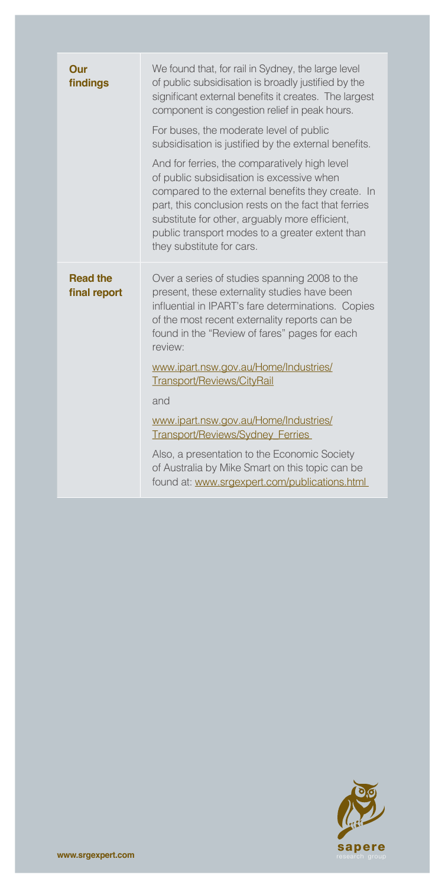**Our findings**

We found that, for rail in Sydney, the large level of public subsidisation is broadly justified by the significant external benefits it creates. The largest component is congestion relief in peak hours.

For buses, the moderate level of public subsidisation is justified by the external benefits.

And for ferries, the comparatively high level of public subsidisation is excessive when compared to the external benefits they create. In part, this conclusion rests on the fact that ferries substitute for other, arguably more efficient, public transport modes to a greater extent than they substitute for cars.

**Read the final report**

Over a series of studies spanning 2008 to the present, these externality studies have been influential in IPART's fare determinations. Copies of the most recent externality reports can be found in the "Review of fares" pages for each review:

www.ipart.nsw.gov.au/Home/Industries/Transport/Reviews/CityRail

and

www.ipart.nsw.gov.au/Home/Industries/Transport/Reviews/Sydney_Ferries

Also, a presentation to the Economic Society of Australia by Mike Smart on this topic can be found at: www.srgexpert.com/publications.html

sapere research group

www.srgexpert.com